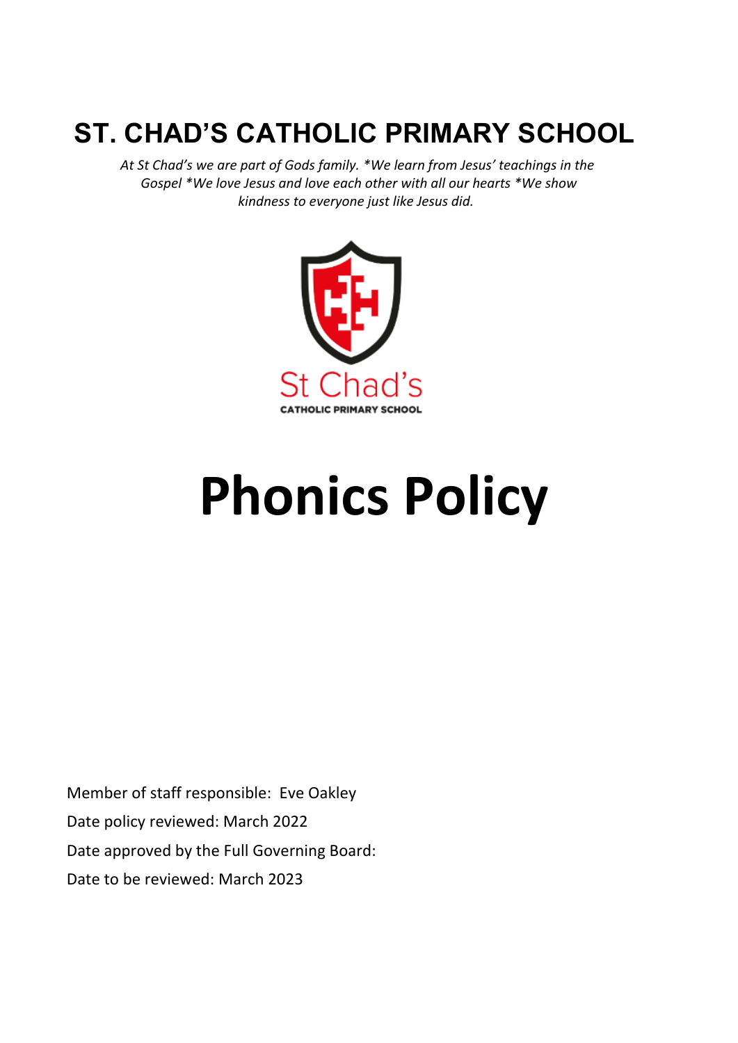# ST. CHAD'S CATHOLIC PRIMARY SCHOOL

*At St Chad's we are part of Gods family. *We learn from Jesus' teachings in the Gospel *We love Jesus and love each other with all our hearts *We show kindness to everyone just like Jesus did.*

St Chad's
CATHOLIC PRIMARY SCHOOL

# Phonics Policy

Member of staff responsible: Eve Oakley

Date policy reviewed: March 2022

Date approved by the Full Governing Board:

Date to be reviewed: March 2023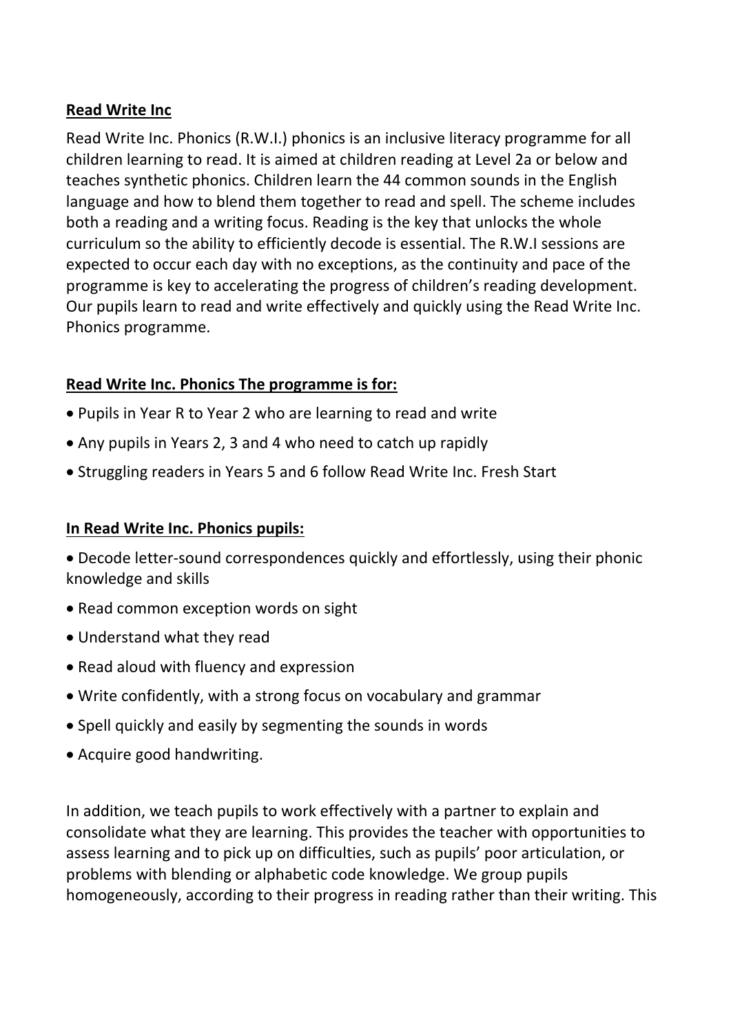## **Read Write Inc**

Read Write Inc. Phonics (R.W.I.) phonics is an inclusive literacy programme for all children learning to read. It is aimed at children reading at Level 2a or below and teaches synthetic phonics. Children learn the 44 common sounds in the English language and how to blend them together to read and spell. The scheme includes both a reading and a writing focus. Reading is the key that unlocks the whole curriculum so the ability to efficiently decode is essential. The R.W.I sessions are expected to occur each day with no exceptions, as the continuity and pace of the programme is key to accelerating the progress of children's reading development. Our pupils learn to read and write effectively and quickly using the Read Write Inc. Phonics programme.

### **Read Write Inc. Phonics The programme is for:**

- Pupils in Year R to Year 2 who are learning to read and write
- Any pupils in Years 2, 3 and 4 who need to catch up rapidly
- Struggling readers in Years 5 and 6 follow Read Write Inc. Fresh Start

### **In Read Write Inc. Phonics pupils:**

- Decode letter-sound correspondences quickly and effortlessly, using their phonic knowledge and skills
- Read common exception words on sight
- Understand what they read
- Read aloud with fluency and expression
- Write confidently, with a strong focus on vocabulary and grammar
- Spell quickly and easily by segmenting the sounds in words
- Acquire good handwriting.

In addition, we teach pupils to work effectively with a partner to explain and consolidate what they are learning. This provides the teacher with opportunities to assess learning and to pick up on difficulties, such as pupils' poor articulation, or problems with blending or alphabetic code knowledge. We group pupils homogeneously, according to their progress in reading rather than their writing. This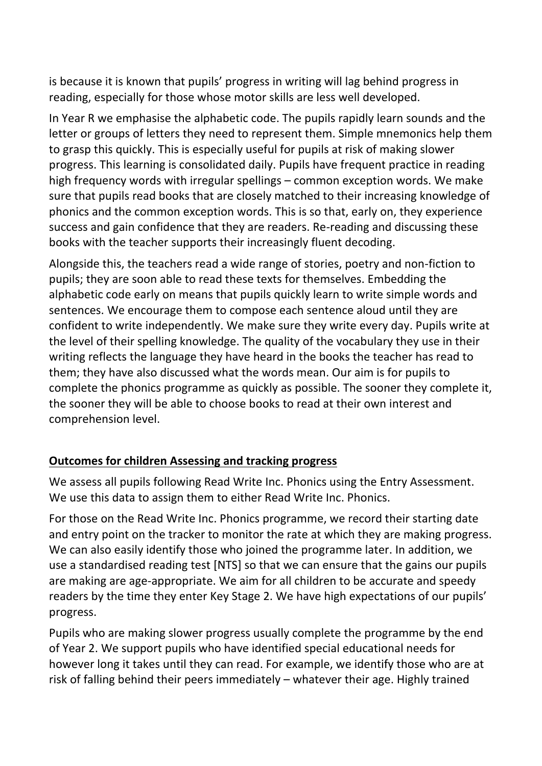is because it is known that pupils' progress in writing will lag behind progress in reading, especially for those whose motor skills are less well developed.

In Year R we emphasise the alphabetic code. The pupils rapidly learn sounds and the letter or groups of letters they need to represent them. Simple mnemonics help them to grasp this quickly. This is especially useful for pupils at risk of making slower progress. This learning is consolidated daily. Pupils have frequent practice in reading high frequency words with irregular spellings – common exception words. We make sure that pupils read books that are closely matched to their increasing knowledge of phonics and the common exception words. This is so that, early on, they experience success and gain confidence that they are readers. Re-reading and discussing these books with the teacher supports their increasingly fluent decoding.

Alongside this, the teachers read a wide range of stories, poetry and non-fiction to pupils; they are soon able to read these texts for themselves. Embedding the alphabetic code early on means that pupils quickly learn to write simple words and sentences. We encourage them to compose each sentence aloud until they are confident to write independently. We make sure they write every day. Pupils write at the level of their spelling knowledge. The quality of the vocabulary they use in their writing reflects the language they have heard in the books the teacher has read to them; they have also discussed what the words mean. Our aim is for pupils to complete the phonics programme as quickly as possible. The sooner they complete it, the sooner they will be able to choose books to read at their own interest and comprehension level.

## Outcomes for children Assessing and tracking progress

We assess all pupils following Read Write Inc. Phonics using the Entry Assessment. We use this data to assign them to either Read Write Inc. Phonics.

For those on the Read Write Inc. Phonics programme, we record their starting date and entry point on the tracker to monitor the rate at which they are making progress. We can also easily identify those who joined the programme later. In addition, we use a standardised reading test [NTS] so that we can ensure that the gains our pupils are making are age-appropriate. We aim for all children to be accurate and speedy readers by the time they enter Key Stage 2. We have high expectations of our pupils' progress.

Pupils who are making slower progress usually complete the programme by the end of Year 2. We support pupils who have identified special educational needs for however long it takes until they can read. For example, we identify those who are at risk of falling behind their peers immediately – whatever their age. Highly trained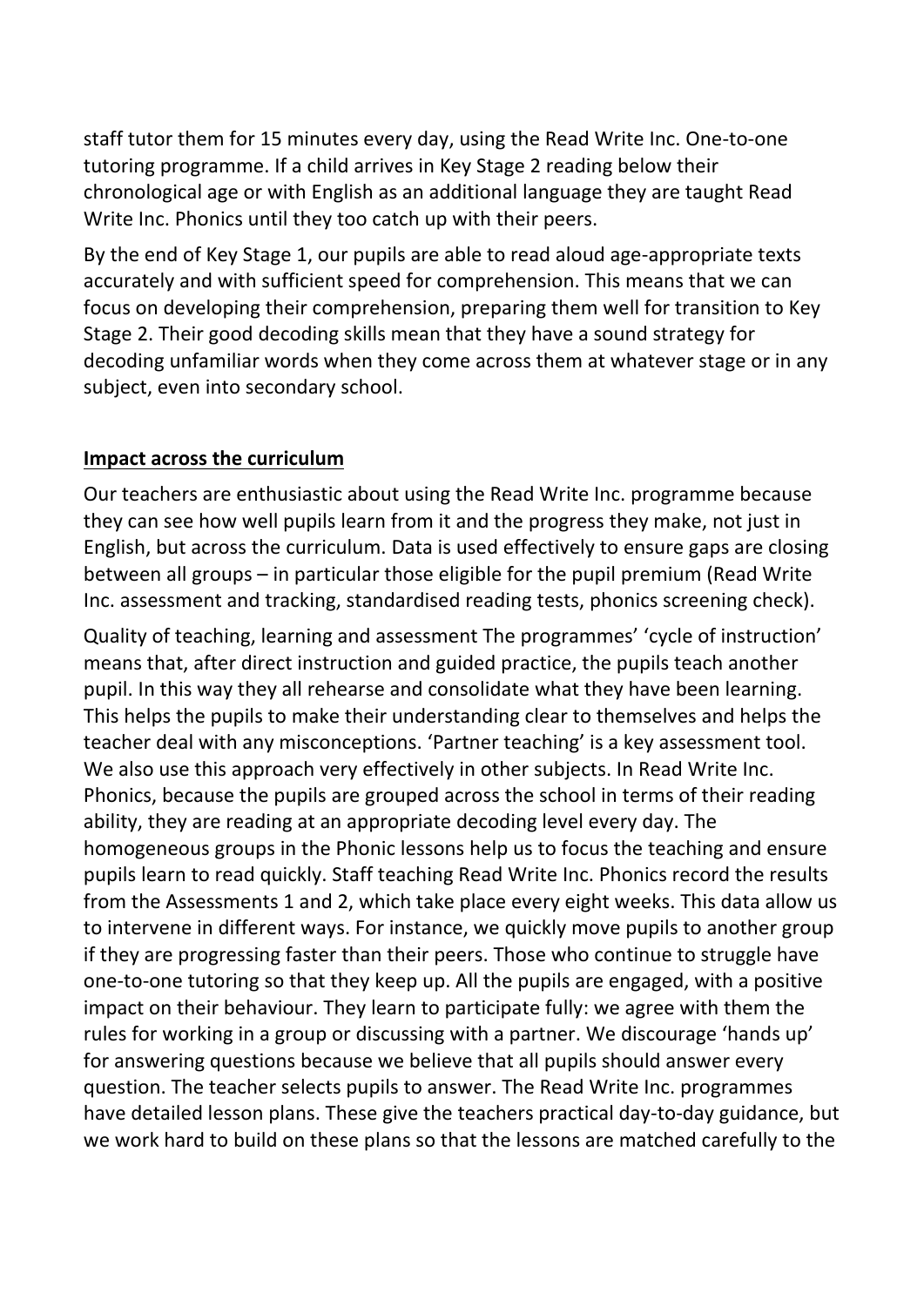staff tutor them for 15 minutes every day, using the Read Write Inc. One-to-one tutoring programme. If a child arrives in Key Stage 2 reading below their chronological age or with English as an additional language they are taught Read Write Inc. Phonics until they too catch up with their peers.

By the end of Key Stage 1, our pupils are able to read aloud age-appropriate texts accurately and with sufficient speed for comprehension. This means that we can focus on developing their comprehension, preparing them well for transition to Key Stage 2. Their good decoding skills mean that they have a sound strategy for decoding unfamiliar words when they come across them at whatever stage or in any subject, even into secondary school.

## Impact across the curriculum

Our teachers are enthusiastic about using the Read Write Inc. programme because they can see how well pupils learn from it and the progress they make, not just in English, but across the curriculum. Data is used effectively to ensure gaps are closing between all groups – in particular those eligible for the pupil premium (Read Write Inc. assessment and tracking, standardised reading tests, phonics screening check).

Quality of teaching, learning and assessment The programmes' 'cycle of instruction' means that, after direct instruction and guided practice, the pupils teach another pupil. In this way they all rehearse and consolidate what they have been learning. This helps the pupils to make their understanding clear to themselves and helps the teacher deal with any misconceptions. 'Partner teaching' is a key assessment tool. We also use this approach very effectively in other subjects. In Read Write Inc. Phonics, because the pupils are grouped across the school in terms of their reading ability, they are reading at an appropriate decoding level every day. The homogeneous groups in the Phonic lessons help us to focus the teaching and ensure pupils learn to read quickly. Staff teaching Read Write Inc. Phonics record the results from the Assessments 1 and 2, which take place every eight weeks. This data allow us to intervene in different ways. For instance, we quickly move pupils to another group if they are progressing faster than their peers. Those who continue to struggle have one-to-one tutoring so that they keep up. All the pupils are engaged, with a positive impact on their behaviour. They learn to participate fully: we agree with them the rules for working in a group or discussing with a partner. We discourage 'hands up' for answering questions because we believe that all pupils should answer every question. The teacher selects pupils to answer. The Read Write Inc. programmes have detailed lesson plans. These give the teachers practical day-to-day guidance, but we work hard to build on these plans so that the lessons are matched carefully to the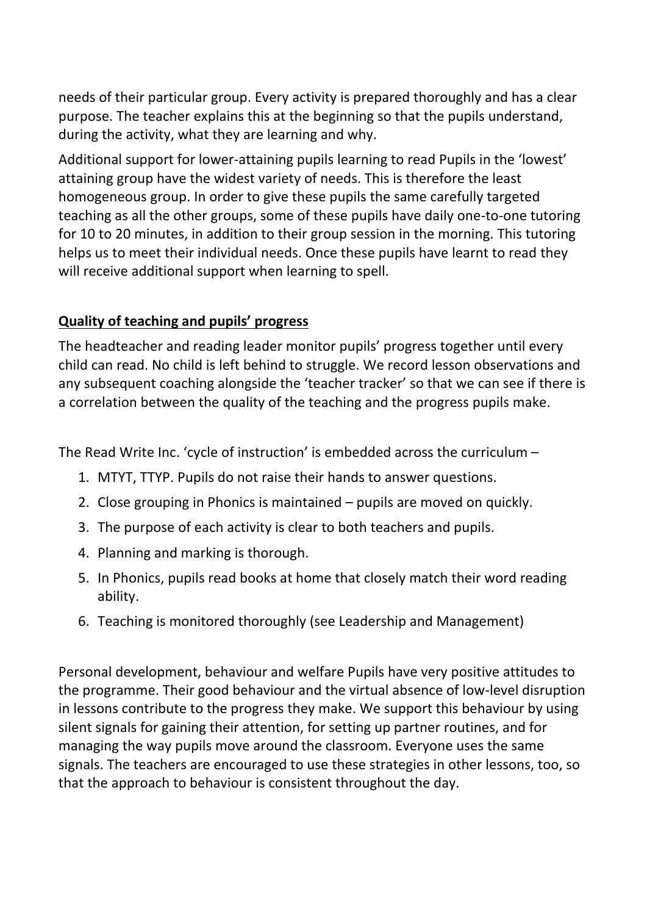needs of their particular group. Every activity is prepared thoroughly and has a clear purpose. The teacher explains this at the beginning so that the pupils understand, during the activity, what they are learning and why.

Additional support for lower-attaining pupils learning to read Pupils in the 'lowest' attaining group have the widest variety of needs. This is therefore the least homogeneous group. In order to give these pupils the same carefully targeted teaching as all the other groups, some of these pupils have daily one-to-one tutoring for 10 to 20 minutes, in addition to their group session in the morning. This tutoring helps us to meet their individual needs. Once these pupils have learnt to read they will receive additional support when learning to spell.

**Quality of teaching and pupils' progress**

The headteacher and reading leader monitor pupils' progress together until every child can read. No child is left behind to struggle. We record lesson observations and any subsequent coaching alongside the 'teacher tracker' so that we can see if there is a correlation between the quality of the teaching and the progress pupils make.

The Read Write Inc. 'cycle of instruction' is embedded across the curriculum –

1. MTYT, TTYP. Pupils do not raise their hands to answer questions.
2. Close grouping in Phonics is maintained – pupils are moved on quickly.
3. The purpose of each activity is clear to both teachers and pupils.
4. Planning and marking is thorough.
5. In Phonics, pupils read books at home that closely match their word reading ability.
6. Teaching is monitored thoroughly (see Leadership and Management)

Personal development, behaviour and welfare Pupils have very positive attitudes to the programme. Their good behaviour and the virtual absence of low-level disruption in lessons contribute to the progress they make. We support this behaviour by using silent signals for gaining their attention, for setting up partner routines, and for managing the way pupils move around the classroom. Everyone uses the same signals. The teachers are encouraged to use these strategies in other lessons, too, so that the approach to behaviour is consistent throughout the day.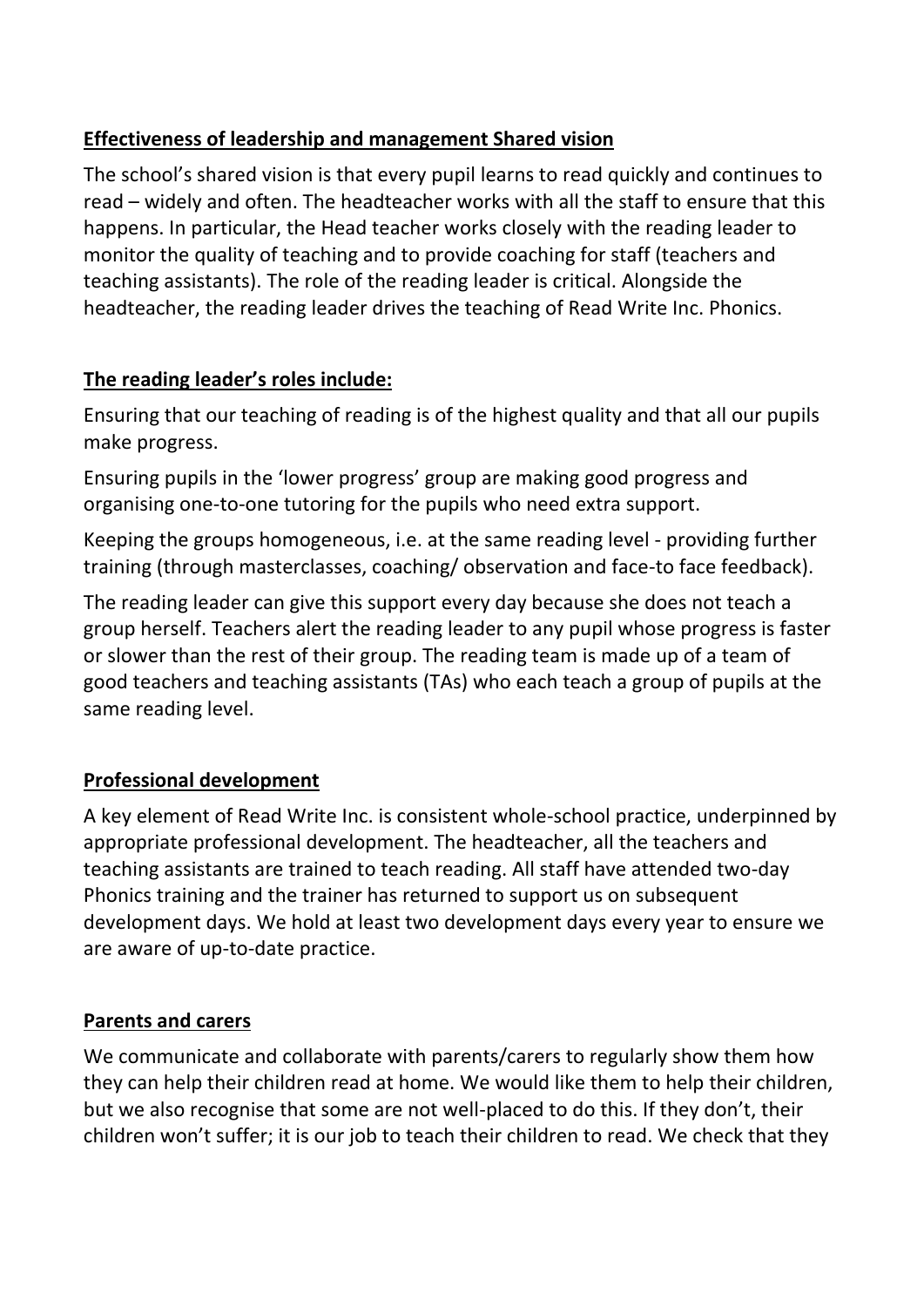## Effectiveness of leadership and management Shared vision

The school's shared vision is that every pupil learns to read quickly and continues to read – widely and often. The headteacher works with all the staff to ensure that this happens. In particular, the Head teacher works closely with the reading leader to monitor the quality of teaching and to provide coaching for staff (teachers and teaching assistants). The role of the reading leader is critical. Alongside the headteacher, the reading leader drives the teaching of Read Write Inc. Phonics.

## The reading leader's roles include:

Ensuring that our teaching of reading is of the highest quality and that all our pupils make progress.

Ensuring pupils in the 'lower progress' group are making good progress and organising one-to-one tutoring for the pupils who need extra support.

Keeping the groups homogeneous, i.e. at the same reading level - providing further training (through masterclasses, coaching/ observation and face-to face feedback).

The reading leader can give this support every day because she does not teach a group herself. Teachers alert the reading leader to any pupil whose progress is faster or slower than the rest of their group. The reading team is made up of a team of good teachers and teaching assistants (TAs) who each teach a group of pupils at the same reading level.

## Professional development

A key element of Read Write Inc. is consistent whole-school practice, underpinned by appropriate professional development. The headteacher, all the teachers and teaching assistants are trained to teach reading. All staff have attended two-day Phonics training and the trainer has returned to support us on subsequent development days. We hold at least two development days every year to ensure we are aware of up-to-date practice.

## Parents and carers

We communicate and collaborate with parents/carers to regularly show them how they can help their children read at home. We would like them to help their children, but we also recognise that some are not well-placed to do this. If they don't, their children won't suffer; it is our job to teach their children to read. We check that they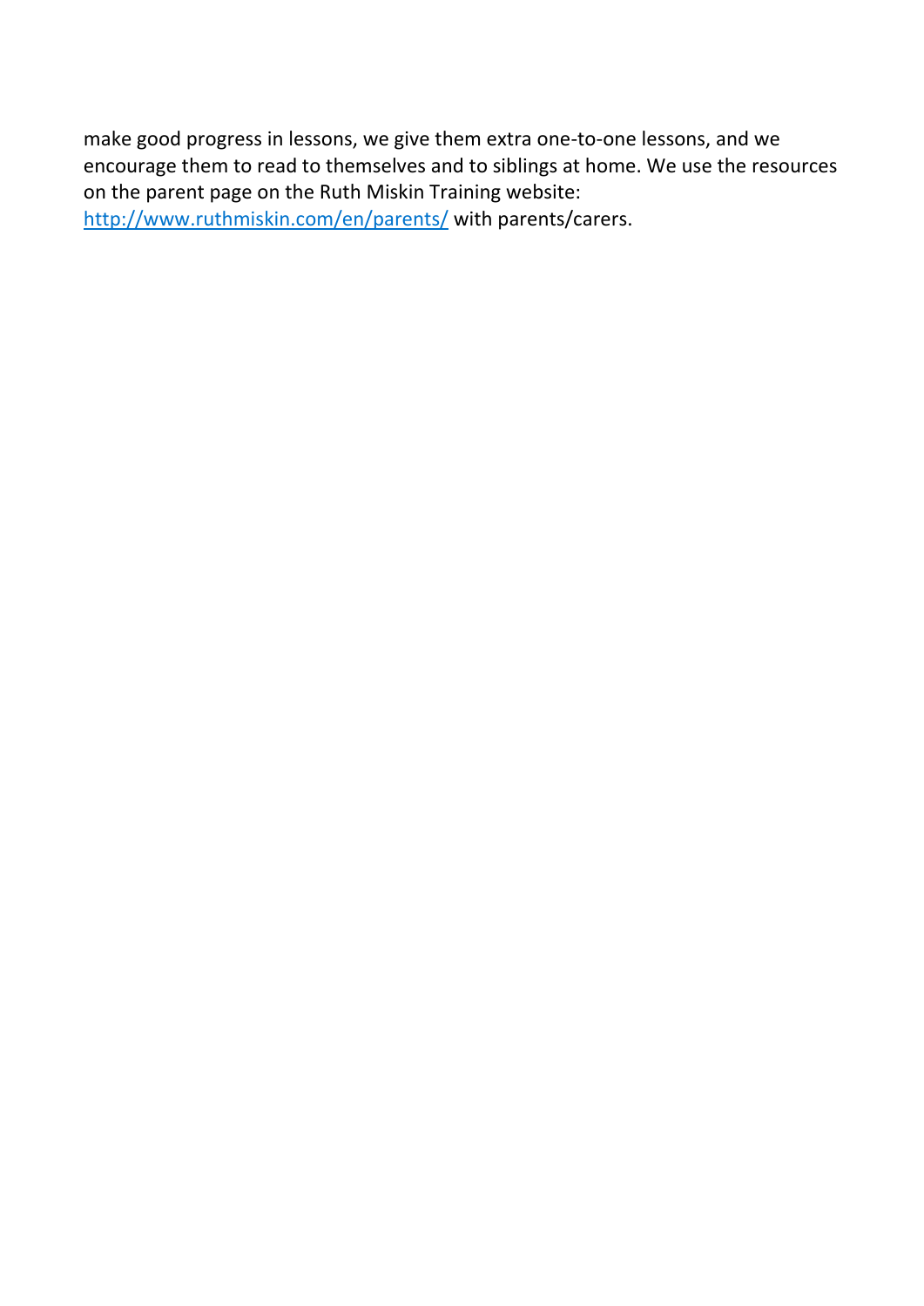make good progress in lessons, we give them extra one-to-one lessons, and we encourage them to read to themselves and to siblings at home. We use the resources on the parent page on the Ruth Miskin Training website: [http://www.ruthmiskin.com/en/parents/](http://www.ruthmiskin.com/en/parents/) with parents/carers.